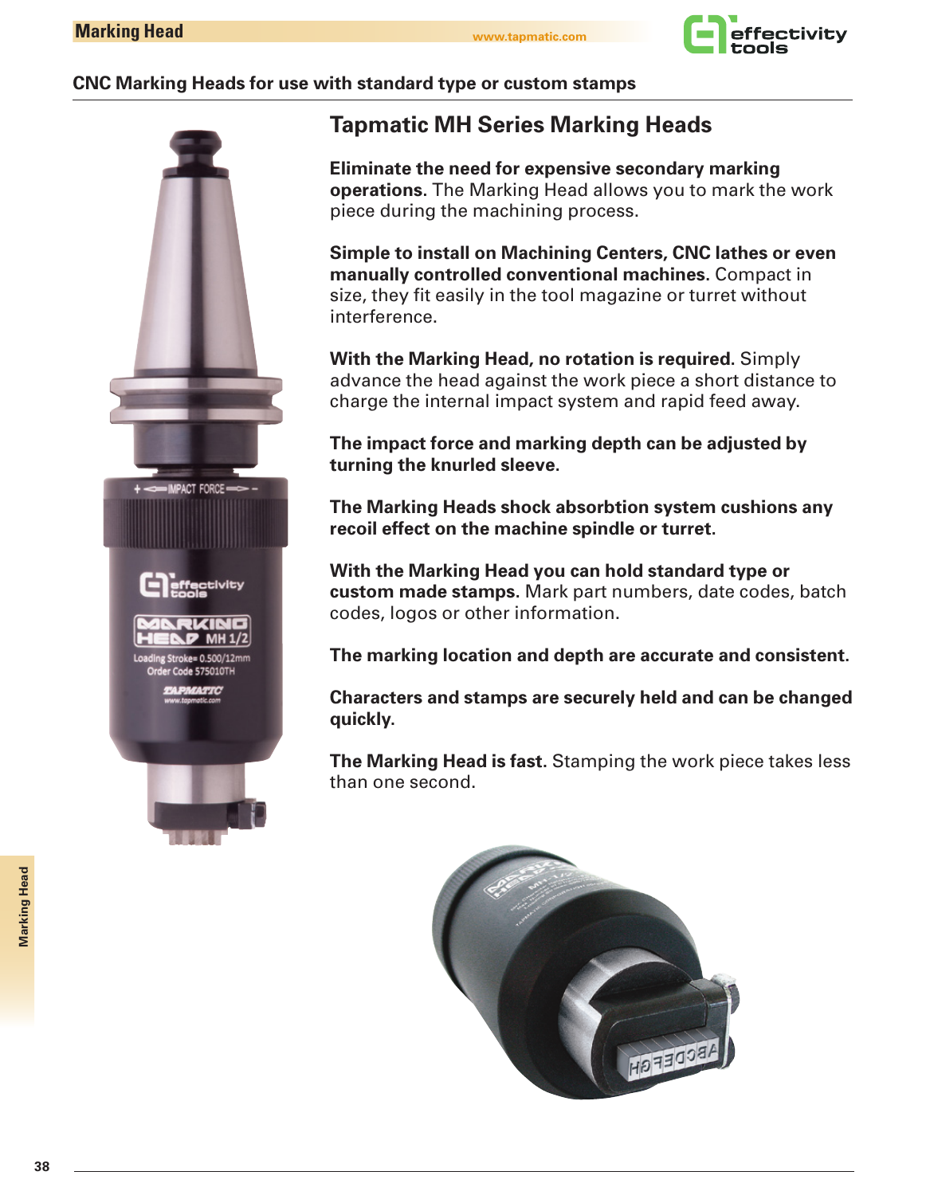## CNC Marking Heads for use with standard type or custom stamps

# Tapmatic MH Series Marking Heads

**Eliminate the need for expensive secondary marking operations.** The Marking Head allows you to mark the work piece during the machining process.

**Simple to install on Machining Centers, CNC lathes or even manually controlled conventional machines.** Compact in size, they fit easily in the tool magazine or turret without interference.

**With the Marking Head, no rotation is required.** Simply advance the head against the work piece a short distance to charge the internal impact system and rapid feed away.

**The impact force and marking depth can be adjusted by turning the knurled sleeve.**

**The Marking Heads shock absorbtion system cushions any recoil effect on the machine spindle or turret.**

**With the Marking Head you can hold standard type or custom made stamps.** Mark part numbers, date codes, batch codes, logos or other information.

**The marking location and depth are accurate and consistent.**

**Characters and stamps are securely held and can be changed quickly.**

**The Marking Head is fast.** Stamping the work piece takes less than one second.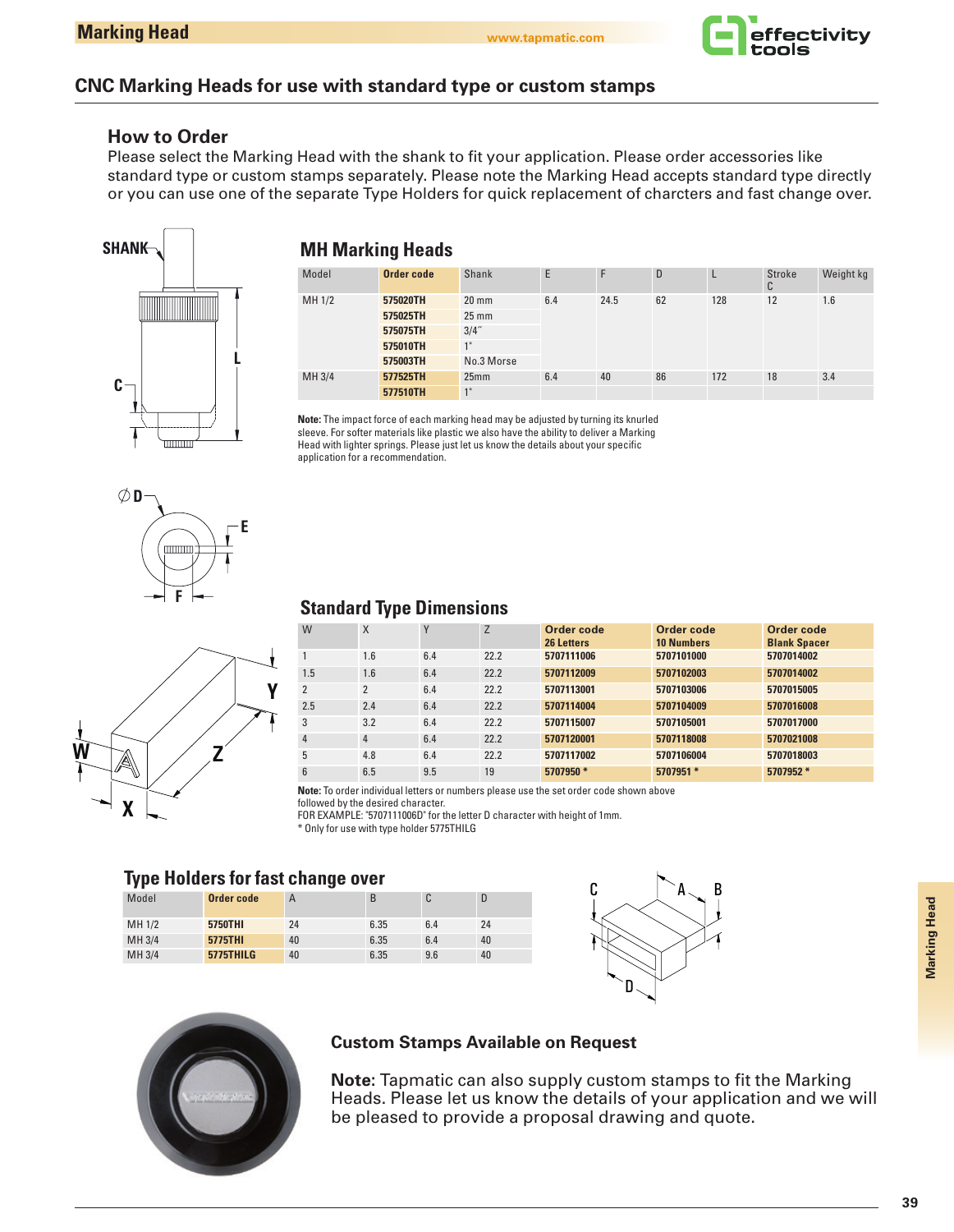## Marking Head

www.tapmatic.com

# CNC Marking Heads for use with standard type or custom stamps

### How to Order

Please select the Marking Head with the shank to fit your application. Please order accessories like standard type or custom stamps separately. Please note the Marking Head accepts standard type directly or you can use one of the separate Type Holders for quick replacement of charcters and fast change over.

## MH Marking Heads

| Model | Order code | Shank | E | F | D | L | Stroke C | Weight kg |
|---|---|---|---|---|---|---|---|---|
| MH 1/2 | 575020TH | 20 mm | 6.4 | 24.5 | 62 | 128 | 12 | 1.6 |
| | 575025TH | 25 mm | | | | | | |
| | 575075TH | 3/4˝ | | | | | | |
| | 575010TH | 1" | | | | | | |
| | 575003TH | No.3 Morse | | | | | | |
| MH 3/4 | 577525TH | 25mm | 6.4 | 40 | 86 | 172 | 18 | 3.4 |
| | 577510TH | 1" | | | | | | |

**Note:** The impact force of each marking head may be adjusted by turning its knurled sleeve. For softer materials like plastic we also have the ability to deliver a Marking Head with lighter springs. Please just let us know the details about your specific application for a recommendation.

## Standard Type Dimensions

| W | X | Y | Z | Order code 26 Letters | Order code 10 Numbers | Order code Blank Spacer |
|---|---|---|---|---|---|---|
| 1 | 1.6 | 6.4 | 22.2 | 5707111006 | 5707101000 | 5707014002 |
| 1.5 | 1.6 | 6.4 | 22.2 | 5707112009 | 5707102003 | 5707014002 |
| 2 | 2 | 6.4 | 22.2 | 5707113001 | 5707103006 | 5707015005 |
| 2.5 | 2.4 | 6.4 | 22.2 | 5707114004 | 5707104009 | 5707016008 |
| 3 | 3.2 | 6.4 | 22.2 | 5707115007 | 5707105001 | 5707017000 |
| 4 | 4 | 6.4 | 22.2 | 5707118008 | 5707118008 | 5707021008 |
| 5 | 4.8 | 6.4 | 22.2 | 5707117002 | 5707106004 | 5707018003 |
| 6 | 6.5 | 9.5 | 19 | 5707950 * | 5707951 * | 5707952 * |

**Note:** To order individual letters or numbers please use the set order code shown above followed by the desired character.
FOR EXAMPLE: "5707111006D" for the letter D character with height of 1mm.
* Only for use with type holder 5775THILG

## Type Holders for fast change over

| Model | Order code | A | B | C | D |
|---|---|---|---|---|---|
| MH 1/2 | 5750THI | 24 | 6.35 | 6.4 | 24 |
| MH 3/4 | 5775THI | 40 | 6.35 | 6.4 | 40 |
| MH 3/4 | 5775THILG | 40 | 6.35 | 9.6 | 40 |

### Custom Stamps Available on Request

**Note:** Tapmatic can also supply custom stamps to fit the Marking Heads. Please let us know the details of your application and we will be pleased to provide a proposal drawing and quote.